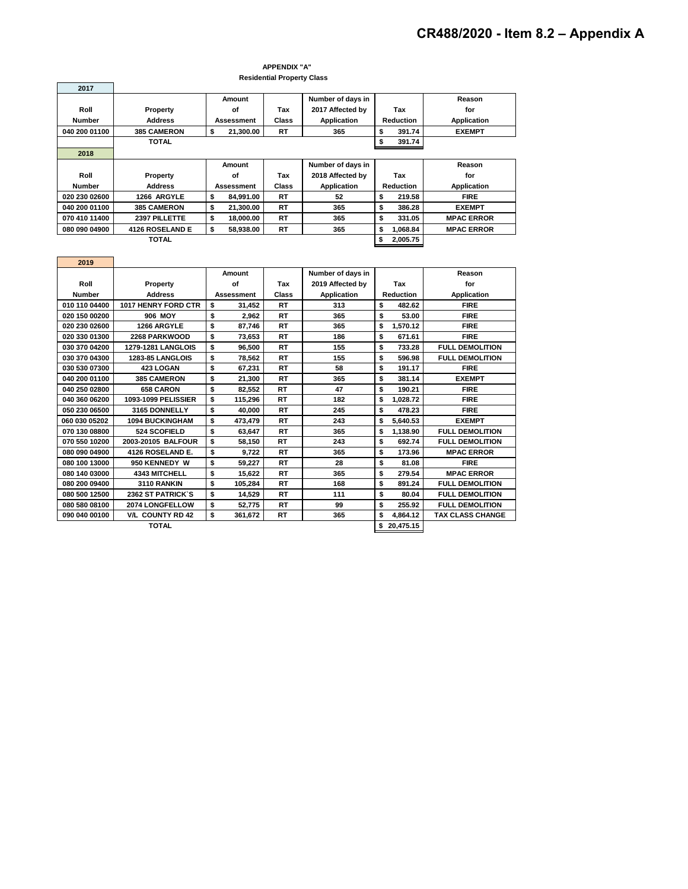# CR488/2020 - Item 8.2 – Appendix A

**APPENDIX "A"**

**Residential Property Class**

**2017**

| Roll Number | Property Address | Amount of Assessment | Tax Class | Number of days in 2017 Affected by Application | Tax Reduction | Reason for Application |
|---|---|---|---|---|---|---|
| 040 200 01100 | 385 CAMERON | $ 21,300.00 | RT | 365 | $ 391.74 | EXEMPT |
| | TOTAL | | | | $ 391.74 | |

**2018**

| Roll Number | Property Address | Amount of Assessment | Tax Class | Number of days in 2018 Affected by Application | Tax Reduction | Reason for Application |
|---|---|---|---|---|---|---|
| 020 230 02600 | 1266 ARGYLE | $ 84,991.00 | RT | 52 | $ 219.58 | FIRE |
| 040 200 01100 | 385 CAMERON | $ 21,300.00 | RT | 365 | $ 386.28 | EXEMPT |
| 070 410 11400 | 2397 PILLETTE | $ 18,000.00 | RT | 365 | $ 331.05 | MPAC ERROR |
| 080 090 04900 | 4126 ROSELAND E | $ 58,938.00 | RT | 365 | $ 1,068.84 | MPAC ERROR |
| | TOTAL | | | | $ 2,005.75 | |

**2019**

| Roll Number | Property Address | Amount of Assessment | Tax Class | Number of days in 2019 Affected by Application | Tax Reduction | Reason for Application |
|---|---|---|---|---|---|---|
| 010 110 04400 | 1017 HENRY FORD CTR | $ 31,452 | RT | 313 | $ 482.62 | FIRE |
| 020 150 00200 | 906 MOY | $ 2,962 | RT | 365 | $ 53.00 | FIRE |
| 020 230 02600 | 1266 ARGYLE | $ 87,746 | RT | 365 | $ 1,570.12 | FIRE |
| 020 330 01300 | 2268 PARKWOOD | $ 73,653 | RT | 186 | $ 671.61 | FIRE |
| 030 370 04200 | 1279-1281 LANGLOIS | $ 96,500 | RT | 155 | $ 733.28 | FULL DEMOLITION |
| 030 370 04300 | 1283-85 LANGLOIS | $ 78,562 | RT | 155 | $ 596.98 | FULL DEMOLITION |
| 030 530 07300 | 423 LOGAN | $ 67,231 | RT | 58 | $ 191.17 | FIRE |
| 040 200 01100 | 385 CAMERON | $ 21,300 | RT | 365 | $ 381.14 | EXEMPT |
| 040 250 02800 | 658 CARON | $ 82,552 | RT | 47 | $ 190.21 | FIRE |
| 040 360 06200 | 1093-1099 PELISSIER | $ 115,296 | RT | 182 | $ 1,028.72 | FIRE |
| 050 230 06500 | 3165 DONNELLY | $ 40,000 | RT | 245 | $ 478.23 | FIRE |
| 060 030 05202 | 1094 BUCKINGHAM | $ 473,479 | RT | 243 | $ 5,640.53 | EXEMPT |
| 070 130 08800 | 524 SCOFIELD | $ 63,647 | RT | 365 | $ 1,138.90 | FULL DEMOLITION |
| 070 550 10200 | 2003-20105 BALFOUR | $ 58,150 | RT | 243 | $ 692.74 | FULL DEMOLITION |
| 080 090 04900 | 4126 ROSELAND E. | $ 9,722 | RT | 365 | $ 173.96 | MPAC ERROR |
| 080 100 13000 | 950 KENNEDY W | $ 59,227 | RT | 28 | $ 81.08 | FIRE |
| 080 140 03000 | 4343 MITCHELL | $ 15,622 | RT | 365 | $ 279.54 | MPAC ERROR |
| 080 200 09400 | 3110 RANKIN | $ 105,284 | RT | 168 | $ 891.24 | FULL DEMOLITION |
| 080 500 12500 | 2362 ST PATRICK`S | $ 14,529 | RT | 111 | $ 80.04 | FULL DEMOLITION |
| 080 580 08100 | 2074 LONGFELLOW | $ 52,775 | RT | 99 | $ 255.92 | FULL DEMOLITION |
| 090 040 00100 | V/L COUNTY RD 42 | $ 361,672 | RT | 365 | $ 4,864.12 | TAX CLASS CHANGE |
| | TOTAL | | | | $ 20,475.15 | |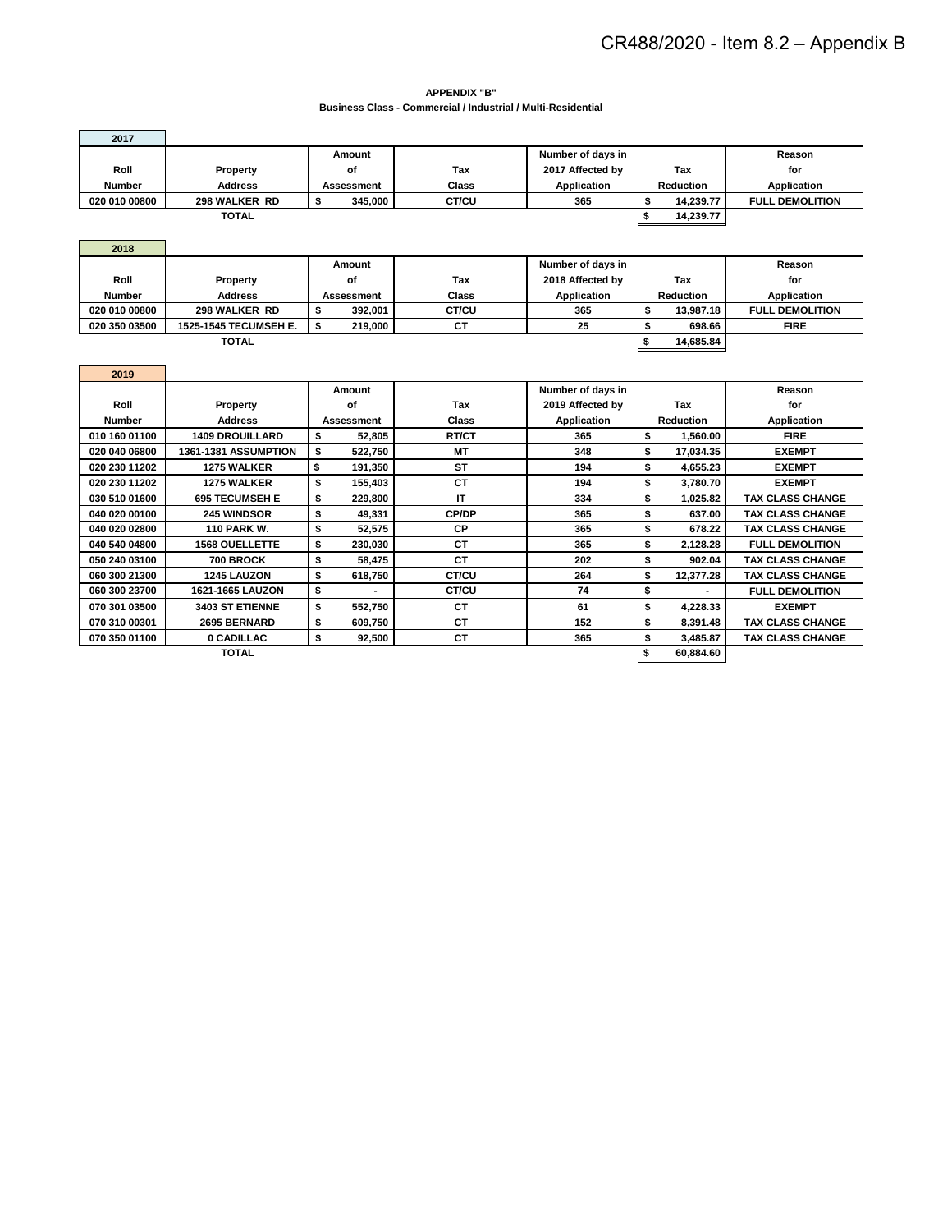# APPENDIX "B"

## Business Class - Commercial / Industrial / Multi-Residential

### 2017

| Roll Number | Property Address | Amount of Assessment | Tax Class | Number of days in 2017 Affected by Application | Tax Reduction | Reason for Application |
|---|---|---|---|---|---|---|
| 020 010 00800 | 298 WALKER RD | $ 345,000 | CT/CU | 365 | $ 14,239.77 | FULL DEMOLITION |
| | TOTAL | | | | $ 14,239.77 | |

### 2018

| Roll Number | Property Address | Amount of Assessment | Tax Class | Number of days in 2018 Affected by Application | Tax Reduction | Reason for Application |
|---|---|---|---|---|---|---|
| 020 010 00800 | 298 WALKER RD | $ 392,001 | CT/CU | 365 | $ 13,987.18 | FULL DEMOLITION |
| 020 350 03500 | 1525-1545 TECUMSEH E. | $ 219,000 | CT | 25 | $ 698.66 | FIRE |
| | TOTAL | | | | $ 14,685.84 | |

### 2019

| Roll Number | Property Address | Amount of Assessment | Tax Class | Number of days in 2019 Affected by Application | Tax Reduction | Reason for Application |
|---|---|---|---|---|---|---|
| 010 160 01100 | 1409 DROUILLARD | $ 52,805 | RT/CT | 365 | $ 1,560.00 | FIRE |
| 020 040 06800 | 1361-1381 ASSUMPTION | $ 522,750 | MT | 348 | $ 17,034.35 | EXEMPT |
| 020 230 11202 | 1275 WALKER | $ 191,350 | ST | 194 | $ 4,655.23 | EXEMPT |
| 020 230 11202 | 1275 WALKER | $ 155,403 | CT | 194 | $ 3,780.70 | EXEMPT |
| 030 510 01600 | 695 TECUMSEH E | $ 229,800 | IT | 334 | $ 1,025.82 | TAX CLASS CHANGE |
| 040 020 00100 | 245 WINDSOR | $ 49,331 | CP/DP | 365 | $ 637.00 | TAX CLASS CHANGE |
| 040 020 02800 | 110 PARK W. | $ 52,575 | CP | 365 | $ 678.22 | TAX CLASS CHANGE |
| 040 540 04800 | 1568 OUELLETTE | $ 230,030 | CT | 365 | $ 2,128.28 | FULL DEMOLITION |
| 050 240 03100 | 700 BROCK | $ 58,475 | CT | 202 | $ 902.04 | TAX CLASS CHANGE |
| 060 300 21300 | 1245 LAUZON | $ 618,750 | CT/CU | 264 | $ 12,377.28 | TAX CLASS CHANGE |
| 060 300 23700 | 1621-1665 LAUZON | $ - | CT/CU | 74 | $ - | FULL DEMOLITION |
| 070 301 03500 | 3403 ST ETIENNE | $ 552,750 | CT | 61 | $ 4,228.33 | EXEMPT |
| 070 310 00301 | 2695 BERNARD | $ 609,750 | CT | 152 | $ 8,391.48 | TAX CLASS CHANGE |
| 070 350 01100 | 0 CADILLAC | $ 92,500 | CT | 365 | $ 3,485.87 | TAX CLASS CHANGE |
| | TOTAL | | | | $ 60,884.60 | |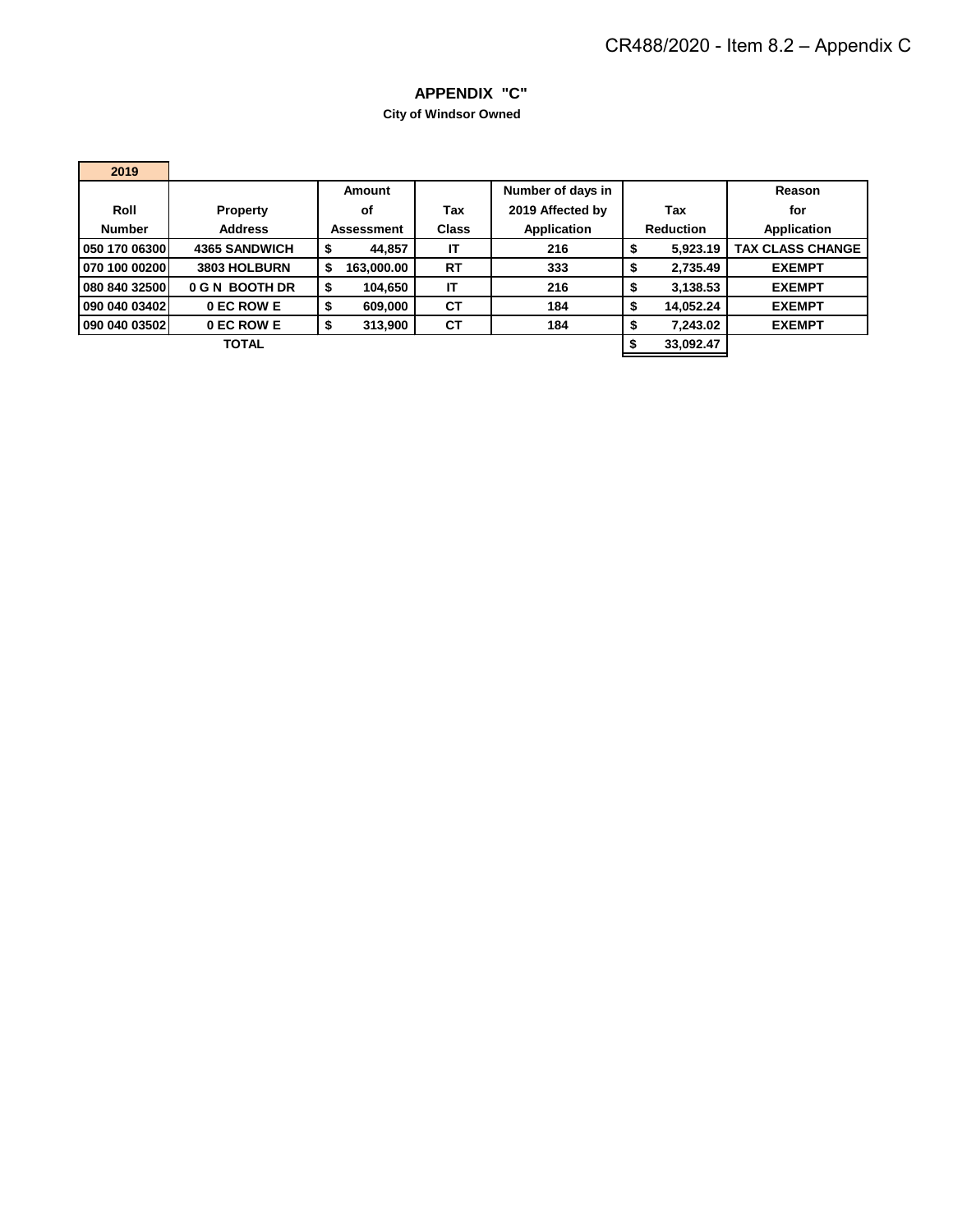CR488/2020 - Item 8.2 – Appendix C

# APPENDIX "C"

**City of Windsor Owned**

**2019**

| Roll Number | Property Address | Amount of Assessment | Tax Class | Number of days in 2019 Affected by Application | Tax Reduction | Reason for Application |
|---|---|---|---|---|---|---|
| 050 170 06300 | 4365 SANDWICH | $ 44,857 | IT | 216 | $ 5,923.19 | TAX CLASS CHANGE |
| 070 100 00200 | 3803 HOLBURN | $ 163,000.00 | RT | 333 | $ 2,735.49 | EXEMPT |
| 080 840 32500 | 0 G N BOOTH DR | $ 104,650 | IT | 216 | $ 3,138.53 | EXEMPT |
| 090 040 03402 | 0 EC ROW E | $ 609,000 | CT | 184 | $ 14,052.24 | EXEMPT |
| 090 040 03502 | 0 EC ROW E | $ 313,900 | CT | 184 | $ 7,243.02 | EXEMPT |
| | TOTAL | | | | $ 33,092.47 | |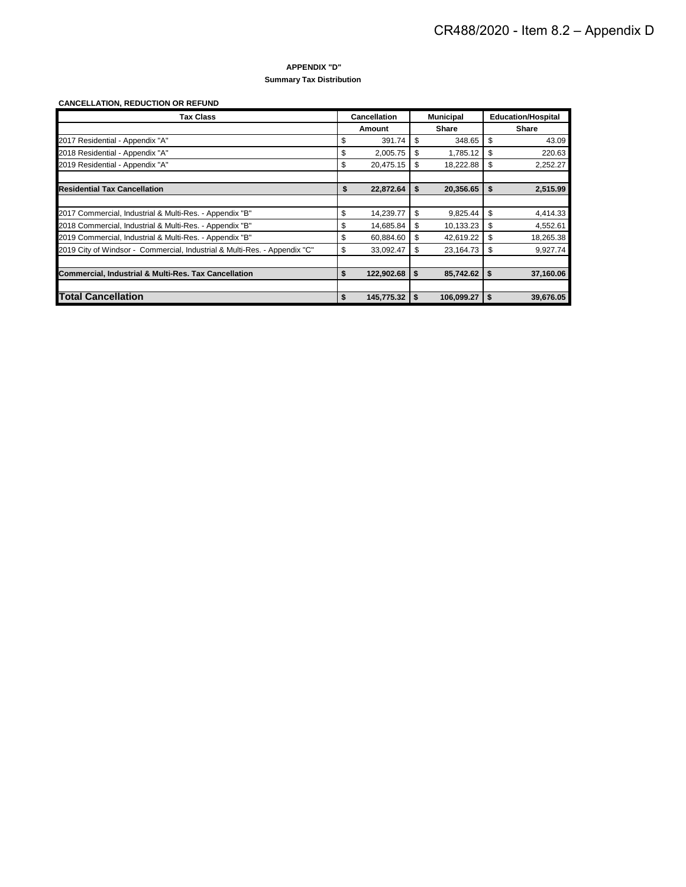# CR488/2020 - Item 8.2 – Appendix D

**APPENDIX "D"**

**Summary Tax Distribution**

**CANCELLATION, REDUCTION OR REFUND**

| Tax Class | Cancellation Amount | Municipal Share | Education/Hospital Share |
|---|---|---|---|
| 2017 Residential - Appendix "A" | $ 391.74 | $ 348.65 | $ 43.09 |
| 2018 Residential - Appendix "A" | $ 2,005.75 | $ 1,785.12 | $ 220.63 |
| 2019 Residential - Appendix "A" | $ 20,475.15 | $ 18,222.88 | $ 2,252.27 |
| | | | |
| **Residential Tax Cancellation** | **$ 22,872.64** | **$ 20,356.65** | **$ 2,515.99** |
| | | | |
| 2017 Commercial, Industrial & Multi-Res. - Appendix "B" | $ 14,239.77 | $ 9,825.44 | $ 4,414.33 |
| 2018 Commercial, Industrial & Multi-Res. - Appendix "B" | $ 14,685.84 | $ 10,133.23 | $ 4,552.61 |
| 2019 Commercial, Industrial & Multi-Res. - Appendix "B" | $ 60,884.60 | $ 42,619.22 | $ 18,265.38 |
| 2019 City of Windsor - Commercial, Industrial & Multi-Res. - Appendix "C" | $ 33,092.47 | $ 23,164.73 | $ 9,927.74 |
| | | | |
| **Commercial, Industrial & Multi-Res. Tax Cancellation** | **$ 122,902.68** | **$ 85,742.62** | **$ 37,160.06** |
| | | | |
| **Total Cancellation** | **$ 145,775.32** | **$ 106,099.27** | **$ 39,676.05** |